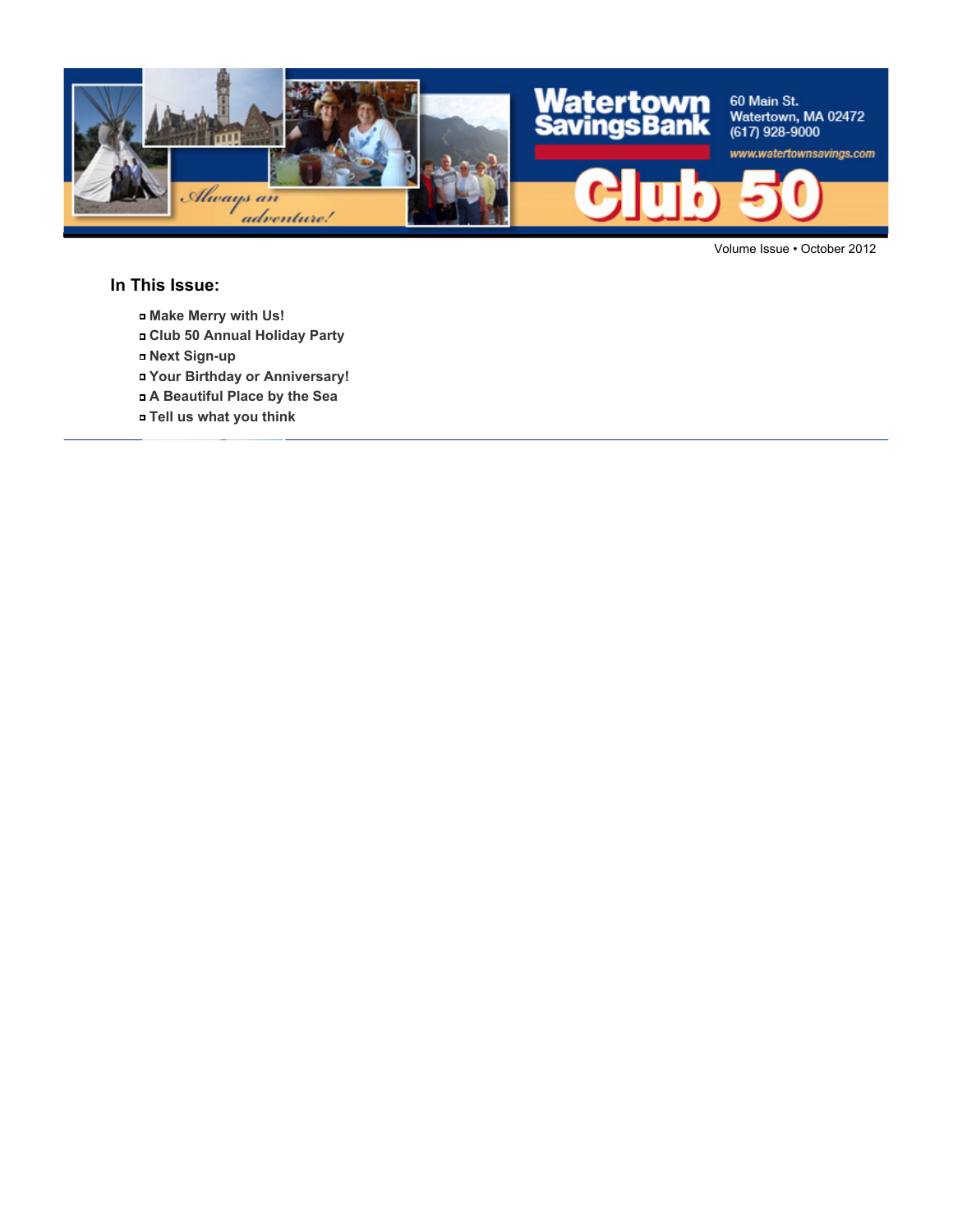Watertown Savings Bank

60 Main St.
Watertown, MA 02472
(617) 928-9000
www.watertownsavings.com

Club 50

*Always an adventure!*

Volume Issue • October 2012

## In This Issue:

- **Make Merry with Us!**
- **Club 50 Annual Holiday Party**
- **Next Sign-up**
- **Your Birthday or Anniversary!**
- **A Beautiful Place by the Sea**
- **Tell us what you think**

---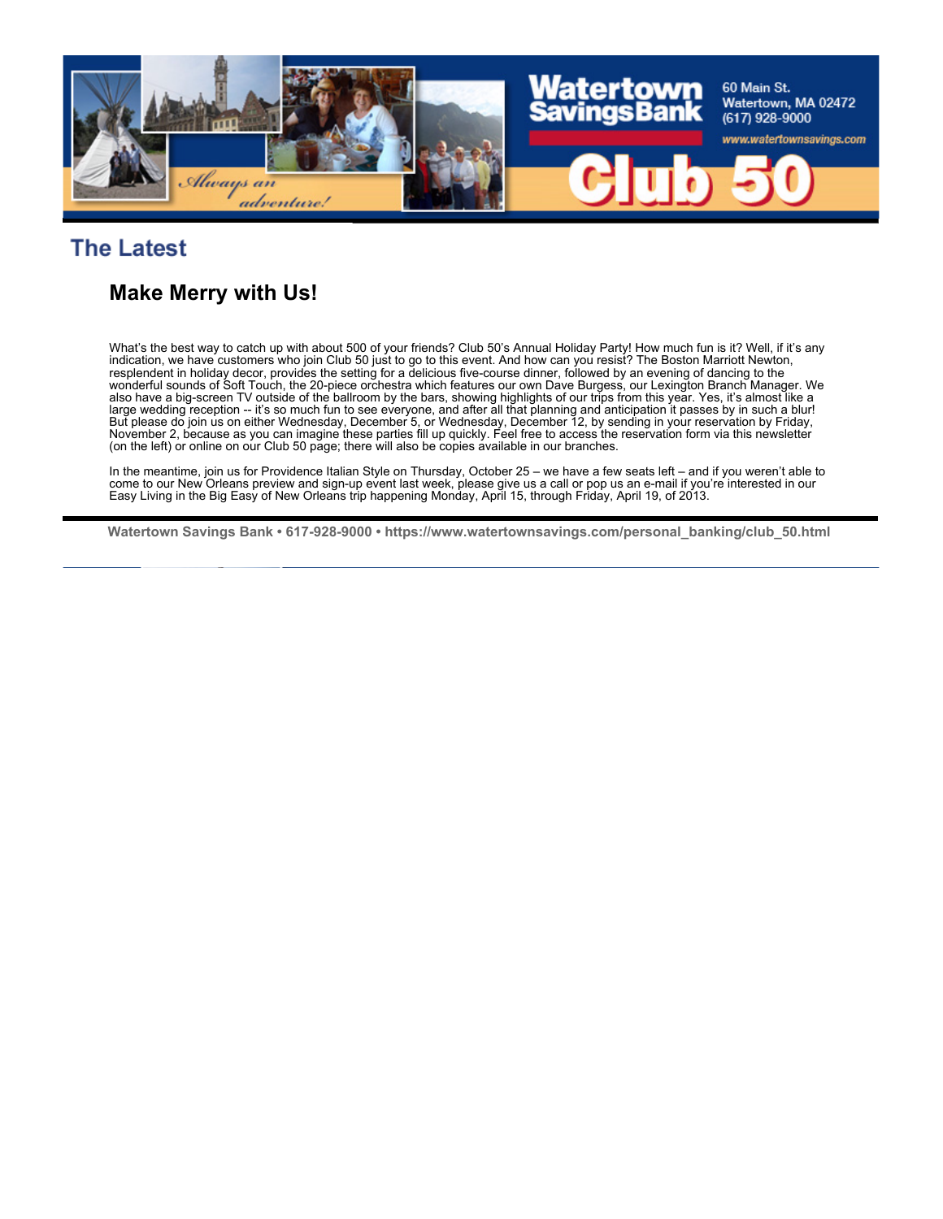# The Latest

## Make Merry with Us!

What's the best way to catch up with about 500 of your friends? Club 50's Annual Holiday Party! How much fun is it? Well, if it's any indication, we have customers who join Club 50 just to go to this event. And how can you resist? The Boston Marriott Newton, resplendent in holiday decor, provides the setting for a delicious five-course dinner, followed by an evening of dancing to the wonderful sounds of Soft Touch, the 20-piece orchestra which features our own Dave Burgess, our Lexington Branch Manager. We also have a big-screen TV outside of the ballroom by the bars, showing highlights of our trips from this year. Yes, it's almost like a large wedding reception -- it's so much fun to see everyone, and after all that planning and anticipation it passes by in such a blur! But please do join us on either Wednesday, December 5, or Wednesday, December 12, by sending in your reservation by Friday, November 2, because as you can imagine these parties fill up quickly. Feel free to access the reservation form via this newsletter (on the left) or online on our Club 50 page; there will also be copies available in our branches.

In the meantime, join us for Providence Italian Style on Thursday, October 25 – we have a few seats left – and if you weren't able to come to our New Orleans preview and sign-up event last week, please give us a call or pop us an e-mail if you're interested in our Easy Living in the Big Easy of New Orleans trip happening Monday, April 15, through Friday, April 19, of 2013.

**Watertown Savings Bank • 617-928-9000 • https://www.watertownsavings.com/personal_banking/club_50.html**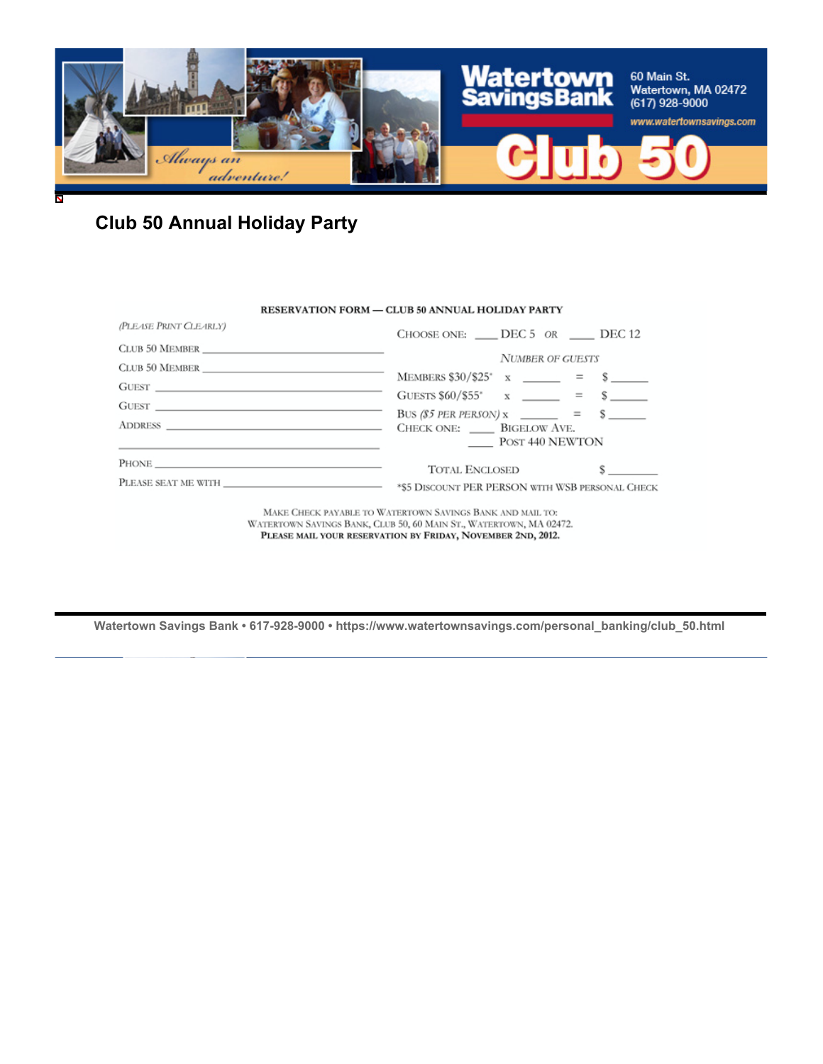## Club 50 Annual Holiday Party

**RESERVATION FORM — CLUB 50 ANNUAL HOLIDAY PARTY**

*(Please Print Clearly)*

Club 50 Member ______________________________

Club 50 Member ______________________________

Guest ______________________________

Guest ______________________________

Address ______________________________

______________________________

Phone ______________________________

Please seat me with ______________________________

Choose one: ____ DEC 5 *or* ____ DEC 12

*Number of Guests*

Members $30/$25* x ______ = $ ______

Guests $60/$55* x ______ = $ ______

Bus *($5 per person)* x ______ = $ ______

Check one: ____ Bigelow Ave.

____ Post 440 NEWTON

Total Enclosed $ ________

*$5 Discount PER PERSON with WSB personal Check

Make Check payable to Watertown Savings Bank and mail to:
Watertown Savings Bank, Club 50, 60 Main St., Watertown, MA 02472.
**Please mail your reservation by Friday, November 2nd, 2012.**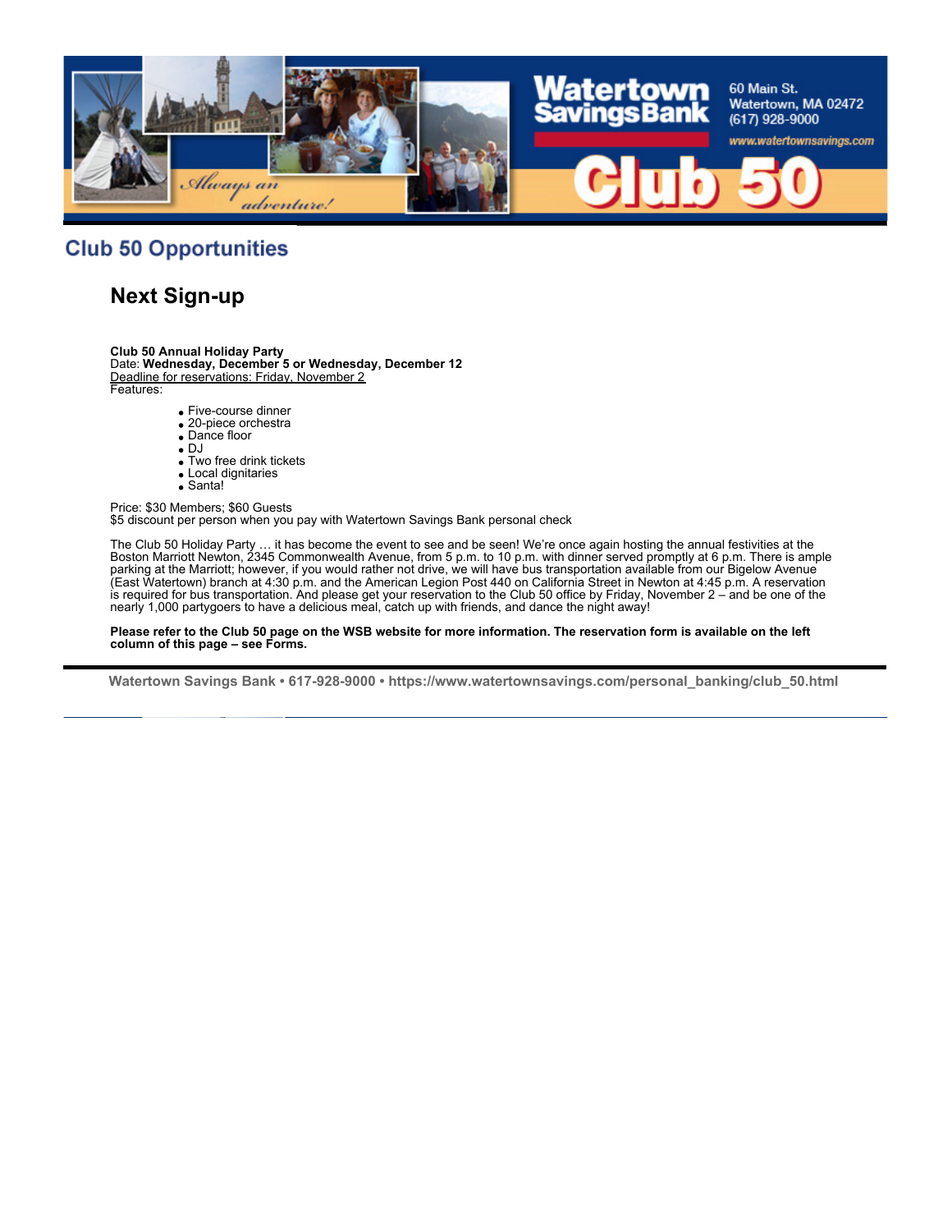Watertown Savings Bank
60 Main St.
Watertown, MA 02472
(617) 928-9000
www.watertownsavings.com

Club 50

*Always an adventure!*

## Club 50 Opportunities

### Next Sign-up

**Club 50 Annual Holiday Party**
Date: **Wednesday, December 5 or Wednesday, December 12**
Deadline for reservations: Friday, November 2
Features:

- Five-course dinner
- 20-piece orchestra
- Dance floor
- DJ
- Two free drink tickets
- Local dignitaries
- Santa!

Price: $30 Members; $60 Guests
$5 discount per person when you pay with Watertown Savings Bank personal check

The Club 50 Holiday Party … it has become the event to see and be seen! We're once again hosting the annual festivities at the Boston Marriott Newton, 2345 Commonwealth Avenue, from 5 p.m. to 10 p.m. with dinner served promptly at 6 p.m. There is ample parking at the Marriott; however, if you would rather not drive, we will have bus transportation available from our Bigelow Avenue (East Watertown) branch at 4:30 p.m. and the American Legion Post 440 on California Street in Newton at 4:45 p.m. A reservation is required for bus transportation. And please get your reservation to the Club 50 office by Friday, November 2 – and be one of the nearly 1,000 partygoers to have a delicious meal, catch up with friends, and dance the night away!

**Please refer to the Club 50 page on the WSB website for more information. The reservation form is available on the left column of this page – see Forms.**

**Watertown Savings Bank • 617-928-9000 • https://www.watertownsavings.com/personal_banking/club_50.html**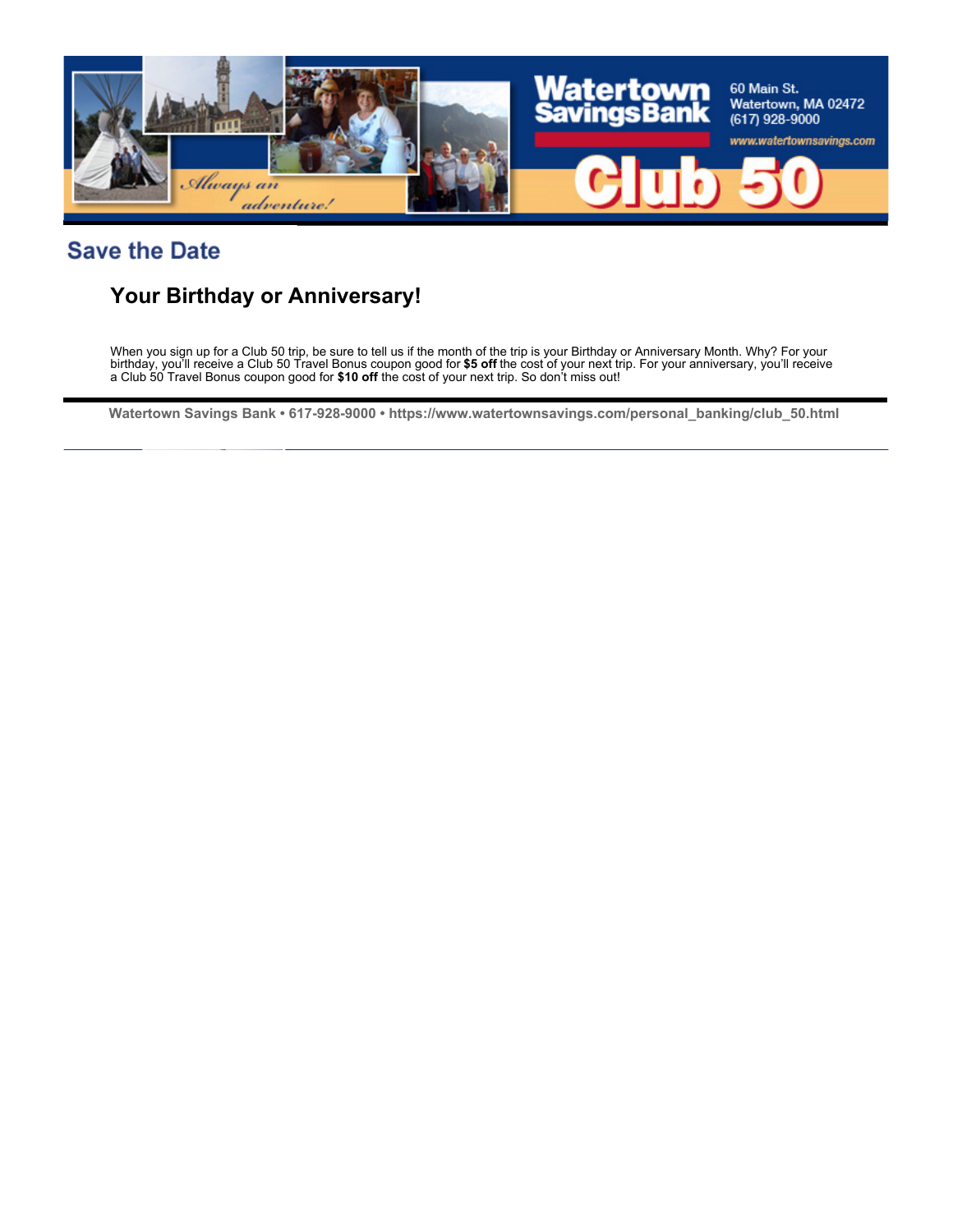## Save the Date

### Your Birthday or Anniversary!

When you sign up for a Club 50 trip, be sure to tell us if the month of the trip is your Birthday or Anniversary Month. Why? For your birthday, you'll receive a Club 50 Travel Bonus coupon good for **$5 off** the cost of your next trip. For your anniversary, you'll receive a Club 50 Travel Bonus coupon good for **$10 off** the cost of your next trip. So don't miss out!

**Watertown Savings Bank • 617-928-9000 • https://www.watertownsavings.com/personal_banking/club_50.html**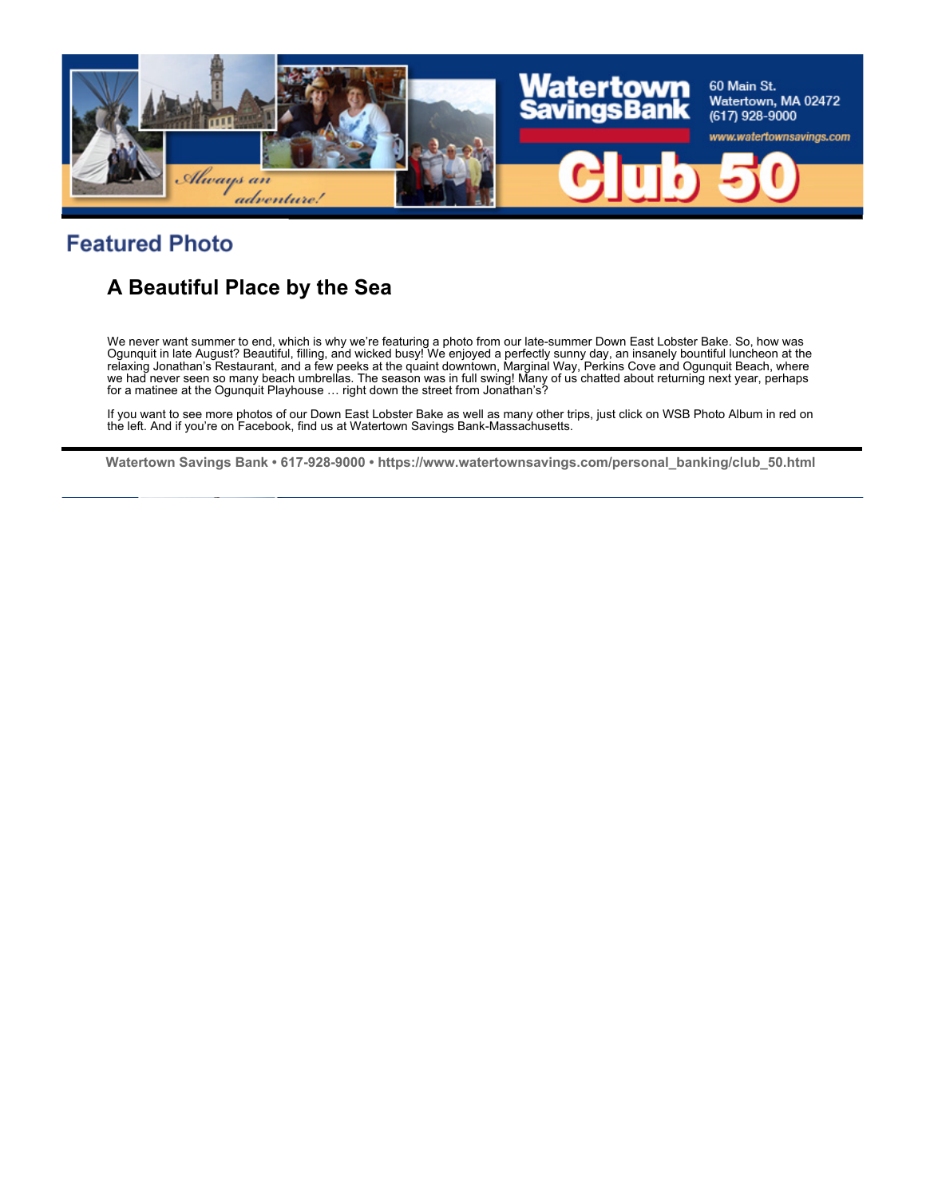## Featured Photo

### A Beautiful Place by the Sea

We never want summer to end, which is why we're featuring a photo from our late-summer Down East Lobster Bake. So, how was Ogunquit in late August? Beautiful, filling, and wicked busy! We enjoyed a perfectly sunny day, an insanely bountiful luncheon at the relaxing Jonathan's Restaurant, and a few peeks at the quaint downtown, Marginal Way, Perkins Cove and Ogunquit Beach, where we had never seen so many beach umbrellas. The season was in full swing! Many of us chatted about returning next year, perhaps for a matinee at the Ogunquit Playhouse … right down the street from Jonathan's?

If you want to see more photos of our Down East Lobster Bake as well as many other trips, just click on WSB Photo Album in red on the left. And if you're on Facebook, find us at Watertown Savings Bank-Massachusetts.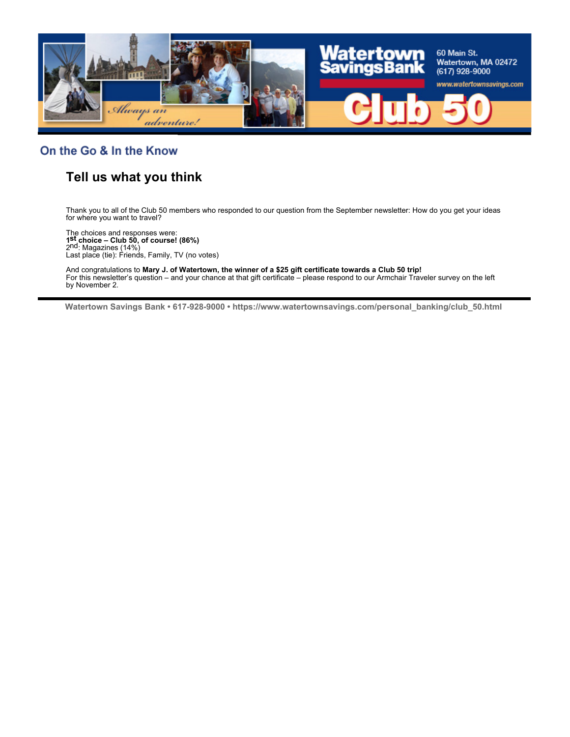## On the Go & In the Know

# Tell us what you think

Thank you to all of the Club 50 members who responded to our question from the September newsletter: How do you get your ideas for where you want to travel?

The choices and responses were:
**1st choice – Club 50, of course! (86%)**
2nd: Magazines (14%)
Last place (tie): Friends, Family, TV (no votes)

And congratulations to **Mary J. of Watertown, the winner of a $25 gift certificate towards a Club 50 trip!**
For this newsletter's question – and your chance at that gift certificate – please respond to our Armchair Traveler survey on the left by November 2.

**Watertown Savings Bank • 617-928-9000 • https://www.watertownsavings.com/personal_banking/club_50.html**